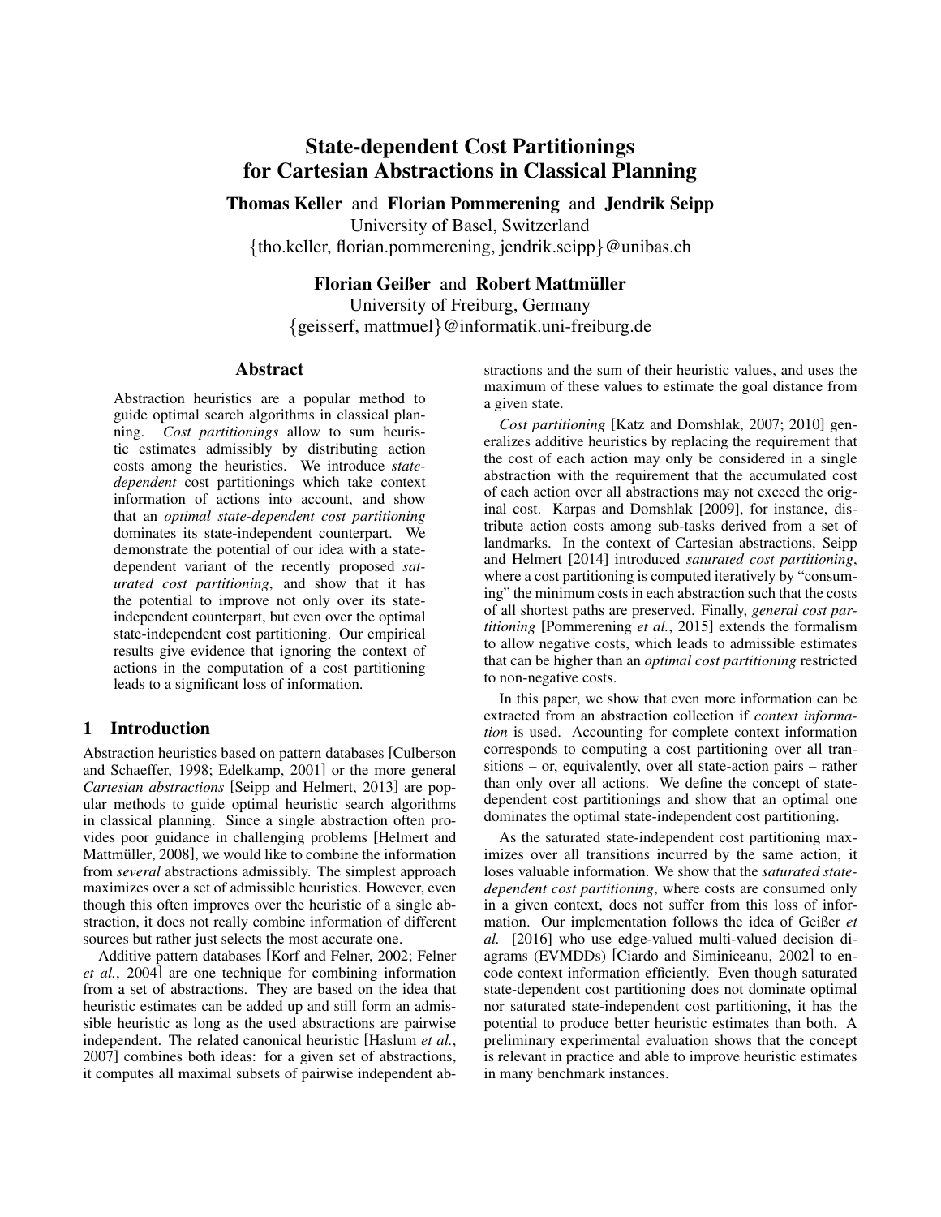# State-dependent Cost Partitionings for Cartesian Abstractions in Classical Planning

**Thomas Keller** and **Florian Pommerening** and **Jendrik Seipp**
University of Basel, Switzerland
{tho.keller, florian.pommerening, jendrik.seipp}@unibas.ch

**Florian Geißer** and **Robert Mattmüller**
University of Freiburg, Germany
{geisserf, mattmuel}@informatik.uni-freiburg.de

## Abstract

Abstraction heuristics are a popular method to guide optimal search algorithms in classical planning. *Cost partitionings* allow to sum heuristic estimates admissibly by distributing action costs among the heuristics. We introduce *state-dependent* cost partitionings which take context information of actions into account, and show that an *optimal state-dependent cost partitioning* dominates its state-independent counterpart. We demonstrate the potential of our idea with a state-dependent variant of the recently proposed *saturated cost partitioning*, and show that it has the potential to improve not only over its state-independent counterpart, but even over the optimal state-independent cost partitioning. Our empirical results give evidence that ignoring the context of actions in the computation of a cost partitioning leads to a significant loss of information.

## 1 Introduction

Abstraction heuristics based on pattern databases [Culberson and Schaeffer, 1998; Edelkamp, 2001] or the more general *Cartesian abstractions* [Seipp and Helmert, 2013] are popular methods to guide optimal heuristic search algorithms in classical planning. Since a single abstraction often provides poor guidance in challenging problems [Helmert and Mattmüller, 2008], we would like to combine the information from *several* abstractions admissibly. The simplest approach maximizes over a set of admissible heuristics. However, even though this often improves over the heuristic of a single abstraction, it does not really combine information of different sources but rather just selects the most accurate one.

Additive pattern databases [Korf and Felner, 2002; Felner *et al.*, 2004] are one technique for combining information from a set of abstractions. They are based on the idea that heuristic estimates can be added up and still form an admissible heuristic as long as the used abstractions are pairwise independent. The related canonical heuristic [Haslum *et al.*, 2007] combines both ideas: for a given set of abstractions, it computes all maximal subsets of pairwise independent abstractions and the sum of their heuristic values, and uses the maximum of these values to estimate the goal distance from a given state.

*Cost partitioning* [Katz and Domshlak, 2007; 2010] generalizes additive heuristics by replacing the requirement that the cost of each action may only be considered in a single abstraction with the requirement that the accumulated cost of each action over all abstractions may not exceed the original cost. Karpas and Domshlak [2009], for instance, distribute action costs among sub-tasks derived from a set of landmarks. In the context of Cartesian abstractions, Seipp and Helmert [2014] introduced *saturated cost partitioning*, where a cost partitioning is computed iteratively by "consuming" the minimum costs in each abstraction such that the costs of all shortest paths are preserved. Finally, *general cost partitioning* [Pommerening *et al.*, 2015] extends the formalism to allow negative costs, which leads to admissible estimates that can be higher than an *optimal cost partitioning* restricted to non-negative costs.

In this paper, we show that even more information can be extracted from an abstraction collection if *context information* is used. Accounting for complete context information corresponds to computing a cost partitioning over all transitions – or, equivalently, over all state-action pairs – rather than only over all actions. We define the concept of state-dependent cost partitionings and show that an optimal one dominates the optimal state-independent cost partitioning.

As the saturated state-independent cost partitioning maximizes over all transitions incurred by the same action, it loses valuable information. We show that the *saturated state-dependent cost partitioning*, where costs are consumed only in a given context, does not suffer from this loss of information. Our implementation follows the idea of Geißer *et al.* [2016] who use edge-valued multi-valued decision diagrams (EVMDDs) [Ciardo and Siminiceanu, 2002] to encode context information efficiently. Even though saturated state-dependent cost partitioning does not dominate optimal nor saturated state-independent cost partitioning, it has the potential to produce better heuristic estimates than both. A preliminary experimental evaluation shows that the concept is relevant in practice and able to improve heuristic estimates in many benchmark instances.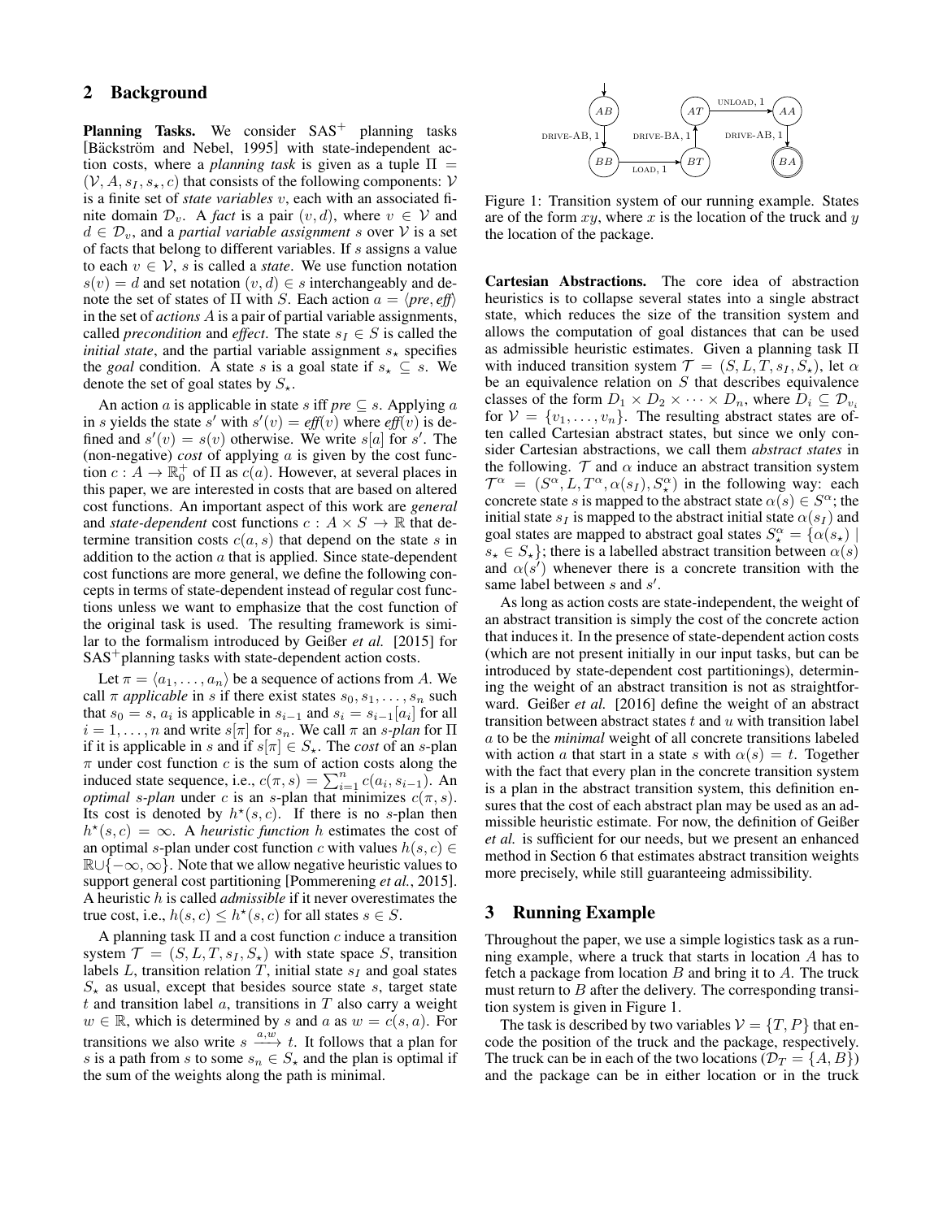## 2 Background

**Planning Tasks.** We consider SAS$^+$ planning tasks [Bäckström and Nebel, 1995] with state-independent action costs, where a *planning task* is given as a tuple $\Pi = (\mathcal{V}, A, s_I, s_\star, c)$ that consists of the following components: $\mathcal{V}$ is a finite set of *state variables* $v$, each with an associated finite domain $\mathcal{D}_v$. A *fact* is a pair $(v, d)$, where $v \in \mathcal{V}$ and $d \in \mathcal{D}_v$, and a *partial variable assignment* $s$ over $\mathcal{V}$ is a set of facts that belong to different variables. If $s$ assigns a value to each $v \in \mathcal{V}$, $s$ is called a *state*. We use function notation $s(v) = d$ and set notation $(v, d) \in s$ interchangeably and denote the set of states of $\Pi$ with $S$. Each action $a = \langle pre, eff \rangle$ in the set of *actions* $A$ is a pair of partial variable assignments, called *precondition* and *effect*. The state $s_I \in S$ is called the *initial state*, and the partial variable assignment $s_\star$ specifies the *goal* condition. A state $s$ is a goal state if $s_\star \subseteq s$. We denote the set of goal states by $S_\star$.

An action $a$ is applicable in state $s$ iff $pre \subseteq s$. Applying $a$ in $s$ yields the state $s'$ with $s'(v) = eff(v)$ where $eff(v)$ is defined and $s'(v) = s(v)$ otherwise. We write $s[a]$ for $s'$. The (non-negative) *cost* of applying $a$ is given by the cost function $c : A \to \mathbb{R}_0^+$ of $\Pi$ as $c(a)$. However, at several places in this paper, we are interested in costs that are based on altered cost functions. An important aspect of this work are *general* and *state-dependent* cost functions $c : A \times S \to \mathbb{R}$ that determine transition costs $c(a, s)$ that depend on the state $s$ in addition to the action $a$ that is applied. Since state-dependent cost functions are more general, we define the following concepts in terms of state-dependent instead of regular cost functions unless we want to emphasize that the cost function of the original task is used. The resulting framework is similar to the formalism introduced by Geißer *et al.* [2015] for SAS$^+$planning tasks with state-dependent action costs.

Let $\pi = \langle a_1, \ldots, a_n \rangle$ be a sequence of actions from $A$. We call $\pi$ *applicable* in $s$ if there exist states $s_0, s_1, \ldots, s_n$ such that $s_0 = s$, $a_i$ is applicable in $s_{i-1}$ and $s_i = s_{i-1}[a_i]$ for all $i = 1, \ldots, n$ and write $s[\pi]$ for $s_n$. We call $\pi$ an *$s$-plan* for $\Pi$ if it is applicable in $s$ and if $s[\pi] \in S_\star$. The *cost* of an $s$-plan $\pi$ under cost function $c$ is the sum of action costs along the induced state sequence, i.e., $c(\pi, s) = \sum_{i=1}^{n} c(a_i, s_{i-1})$. An *optimal $s$-plan* under $c$ is an $s$-plan that minimizes $c(\pi, s)$. Its cost is denoted by $h^\star(s, c)$. If there is no $s$-plan then $h^\star(s, c) = \infty$. A *heuristic function* $h$ estimates the cost of an optimal $s$-plan under cost function $c$ with values $h(s, c) \in \mathbb{R} \cup \{-\infty, \infty\}$. Note that we allow negative heuristic values to support general cost partitioning [Pommerening *et al.*, 2015]. A heuristic $h$ is called *admissible* if it never overestimates the true cost, i.e., $h(s, c) \leq h^\star(s, c)$ for all states $s \in S$.

A planning task $\Pi$ and a cost function $c$ induce a transition system $\mathcal{T} = (S, L, T, s_I, S_\star)$ with state space $S$, transition labels $L$, transition relation $T$, initial state $s_I$ and goal states $S_\star$ as usual, except that besides source state $s$, target state $t$ and transition label $a$, transitions in $T$ also carry a weight $w \in \mathbb{R}$, which is determined by $s$ and $a$ as $w = c(s, a)$. For transitions we also write $s \xrightarrow{a, w} t$. It follows that a plan for $s$ is a path from $s$ to some $s_n \in S_\star$ and the plan is optimal if the sum of the weights along the path is minimal.

AB
AT
UNLOAD, 1
AA
DRIVE-AB, 1
DRIVE-BA, 1
DRIVE-AB, 1
BB
LOAD, 1
BT
BA

Figure 1: Transition system of our running example. States are of the form $xy$, where $x$ is the location of the truck and $y$ the location of the package.

**Cartesian Abstractions.** The core idea of abstraction heuristics is to collapse several states into a single abstract state, which reduces the size of the transition system and allows the computation of goal distances that can be used as admissible heuristic estimates. Given a planning task $\Pi$ with induced transition system $\mathcal{T} = (S, L, T, s_I, S_\star)$, let $\alpha$ be an equivalence relation on $S$ that describes equivalence classes of the form $D_1 \times D_2 \times \cdots \times D_n$, where $D_i \subseteq \mathcal{D}_{v_i}$ for $\mathcal{V} = \{v_1, \ldots, v_n\}$. The resulting abstract states are often called Cartesian abstract states, but since we only consider Cartesian abstractions, we call them *abstract states* in the following. $\mathcal{T}$ and $\alpha$ induce an abstract transition system $\mathcal{T}^\alpha = (S^\alpha, L, T^\alpha, \alpha(s_I), S_\star^\alpha)$ in the following way: each concrete state $s$ is mapped to the abstract state $\alpha(s) \in S^\alpha$; the initial state $s_I$ is mapped to the abstract initial state $\alpha(s_I)$ and goal states are mapped to abstract goal states $S_\star^\alpha = \{\alpha(s_\star) \mid s_\star \in S_\star\}$; there is a labelled abstract transition between $\alpha(s)$ and $\alpha(s')$ whenever there is a concrete transition with the same label between $s$ and $s'$.

As long as action costs are state-independent, the weight of an abstract transition is simply the cost of the concrete action that induces it. In the presence of state-dependent action costs (which are not present initially in our input tasks, but can be introduced by state-dependent cost partitionings), determining the weight of an abstract transition is not as straightforward. Geißer *et al.* [2016] define the weight of an abstract transition between abstract states $t$ and $u$ with transition label $a$ to be the *minimal* weight of all concrete transitions labeled with action $a$ that start in a state $s$ with $\alpha(s) = t$. Together with the fact that every plan in the concrete transition system is a plan in the abstract transition system, this definition ensures that the cost of each abstract plan may be used as an admissible heuristic estimate. For now, the definition of Geißer *et al.* is sufficient for our needs, but we present an enhanced method in Section 6 that estimates abstract transition weights more precisely, while still guaranteeing admissibility.

## 3 Running Example

Throughout the paper, we use a simple logistics task as a running example, where a truck that starts in location $A$ has to fetch a package from location $B$ and bring it to $A$. The truck must return to $B$ after the delivery. The corresponding transition system is given in Figure 1.

The task is described by two variables $\mathcal{V} = \{T, P\}$ that encode the position of the truck and the package, respectively. The truck can be in each of the two locations ($\mathcal{D}_T = \{A, B\}$) and the package can be in either location or in the truck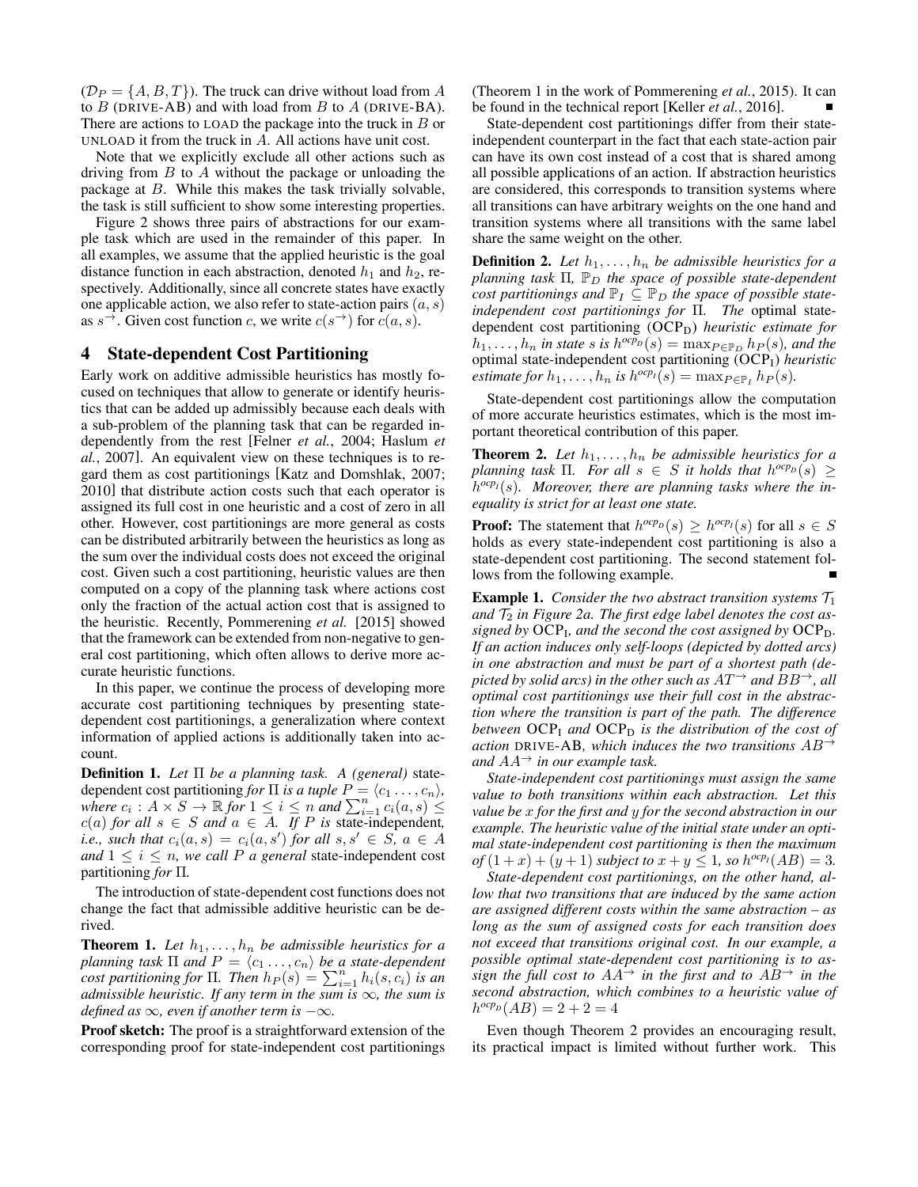($\mathcal{D}_P = \{A, B, T\}$). The truck can drive without load from $A$ to $B$ (DRIVE-AB) and with load from $B$ to $A$ (DRIVE-BA). There are actions to LOAD the package into the truck in $B$ or UNLOAD it from the truck in $A$. All actions have unit cost.

Note that we explicitly exclude all other actions such as driving from $B$ to $A$ without the package or unloading the package at $B$. While this makes the task trivially solvable, the task is still sufficient to show some interesting properties.

Figure 2 shows three pairs of abstractions for our example task which are used in the remainder of this paper. In all examples, we assume that the applied heuristic is the goal distance function in each abstraction, denoted $h_1$ and $h_2$, respectively. Additionally, since all concrete states have exactly one applicable action, we also refer to state-action pairs $(a, s)$ as $s^{\rightarrow}$. Given cost function $c$, we write $c(s^{\rightarrow})$ for $c(a, s)$.

## 4 State-dependent Cost Partitioning

Early work on additive admissible heuristics has mostly focused on techniques that allow to generate or identify heuristics that can be added up admissibly because each deals with a sub-problem of the planning task that can be regarded independently from the rest [Felner *et al.*, 2004; Haslum *et al.*, 2007]. An equivalent view on these techniques is to regard them as cost partitionings [Katz and Domshlak, 2007; 2010] that distribute action costs such that each operator is assigned its full cost in one heuristic and a cost of zero in all other. However, cost partitionings are more general as costs can be distributed arbitrarily between the heuristics as long as the sum over the individual costs does not exceed the original cost. Given such a cost partitioning, heuristic values are then computed on a copy of the planning task where actions cost only the fraction of the actual action cost that is assigned to the heuristic. Recently, Pommerening *et al.* [2015] showed that the framework can be extended from non-negative to general cost partitioning, which often allows to derive more accurate heuristic functions.

In this paper, we continue the process of developing more accurate cost partitioning techniques by presenting state-dependent cost partitionings, a generalization where context information of applied actions is additionally taken into account.

**Definition 1.** *Let $\Pi$ be a planning task. A (general)* state-dependent cost partitioning *for $\Pi$ is a tuple $P = \langle c_1 \dots, c_n \rangle$, where $c_i : A \times S \rightarrow \mathbb{R}$ for $1 \leq i \leq n$ and $\sum_{i=1}^{n} c_i(a, s) \leq c(a)$ for all $s \in S$ and $a \in A$. If $P$ is* state-independent*, i.e., such that $c_i(a, s) = c_i(a, s')$ for all $s, s' \in S$, $a \in A$ and $1 \leq i \leq n$, we call $P$ a general* state-independent cost partitioning *for $\Pi$.*

The introduction of state-dependent cost functions does not change the fact that admissible additive heuristic can be derived.

**Theorem 1.** *Let $h_1, \dots, h_n$ be admissible heuristics for a planning task $\Pi$ and $P = \langle c_1 \dots, c_n \rangle$ be a state-dependent cost partitioning for $\Pi$. Then $h_P(s) = \sum_{i=1}^{n} h_i(s, c_i)$ is an admissible heuristic. If any term in the sum is $\infty$, the sum is defined as $\infty$, even if another term is $-\infty$.*

**Proof sketch:** The proof is a straightforward extension of the corresponding proof for state-independent cost partitionings (Theorem 1 in the work of Pommerening *et al.*, 2015). It can be found in the technical report [Keller *et al.*, 2016]. ∎

State-dependent cost partitionings differ from their state-independent counterpart in the fact that each state-action pair can have its own cost instead of a cost that is shared among all possible applications of an action. If abstraction heuristics are considered, this corresponds to transition systems where all transitions can have arbitrary weights on the one hand and transition systems where all transitions with the same label share the same weight on the other.

**Definition 2.** *Let $h_1, \dots, h_n$ be admissible heuristics for a planning task $\Pi$, $\mathbb{P}_D$ the space of possible state-dependent cost partitionings and $\mathbb{P}_I \subseteq \mathbb{P}_D$ the space of possible state-independent cost partitionings for $\Pi$. The* optimal state-dependent cost partitioning ($\mathrm{OCP_D}$) *heuristic estimate for $h_1, \dots, h_n$ in state $s$ is $h^{ocp_D}(s) = \max_{P \in \mathbb{P}_D} h_P(s)$, and the* optimal state-independent cost partitioning ($\mathrm{OCP_I}$) *heuristic estimate for $h_1, \dots, h_n$ is $h^{ocp_I}(s) = \max_{P \in \mathbb{P}_I} h_P(s)$.*

State-dependent cost partitionings allow the computation of more accurate heuristics estimates, which is the most important theoretical contribution of this paper.

**Theorem 2.** *Let $h_1, \dots, h_n$ be admissible heuristics for a planning task $\Pi$. For all $s \in S$ it holds that $h^{ocp_D}(s) \geq h^{ocp_I}(s)$. Moreover, there are planning tasks where the inequality is strict for at least one state.*

**Proof:** The statement that $h^{ocp_D}(s) \geq h^{ocp_I}(s)$ for all $s \in S$ holds as every state-independent cost partitioning is also a state-dependent cost partitioning. The second statement follows from the following example. ∎

**Example 1.** *Consider the two abstract transition systems $\mathcal{T}_1$ and $\mathcal{T}_2$ in Figure 2a. The first edge label denotes the cost assigned by $\mathrm{OCP_I}$, and the second the cost assigned by $\mathrm{OCP_D}$. If an action induces only self-loops (depicted by dotted arcs) in one abstraction and must be part of a shortest path (depicted by solid arcs) in the other such as $AT^{\rightarrow}$ and $BB^{\rightarrow}$, all optimal cost partitionings use their full cost in the abstraction where the transition is part of the path. The difference between $\mathrm{OCP_I}$ and $\mathrm{OCP_D}$ is the distribution of the cost of action* DRIVE-AB*, which induces the two transitions $AB^{\rightarrow}$ and $AA^{\rightarrow}$ in our example task.*

*State-independent cost partitionings must assign the same value to both transitions within each abstraction. Let this value be $x$ for the first and $y$ for the second abstraction in our example. The heuristic value of the initial state under an optimal state-independent cost partitioning is then the maximum of $(1 + x) + (y + 1)$ subject to $x + y \leq 1$, so $h^{ocp_I}(AB) = 3$.*

*State-dependent cost partitionings, on the other hand, allow that two transitions that are induced by the same action are assigned different costs within the same abstraction – as long as the sum of assigned costs for each transition does not exceed that transitions original cost. In our example, a possible optimal state-dependent cost partitioning is to assign the full cost to $AA^{\rightarrow}$ in the first and to $AB^{\rightarrow}$ in the second abstraction, which combines to a heuristic value of $h^{ocp_D}(AB) = 2 + 2 = 4$*

Even though Theorem 2 provides an encouraging result, its practical impact is limited without further work. This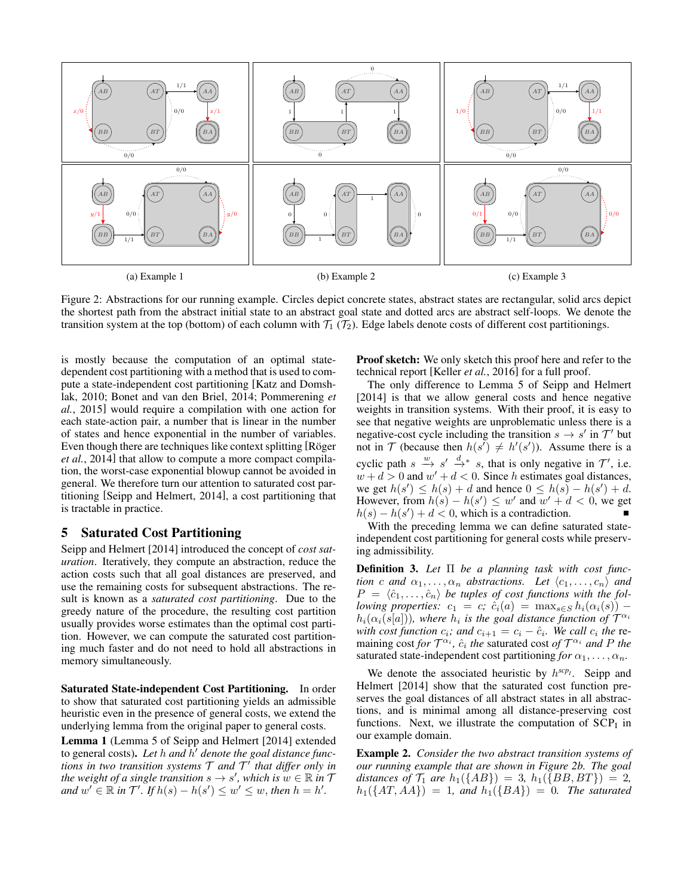Figure 2: Abstractions for our running example. Circles depict concrete states, abstract states are rectangular, solid arcs depict the shortest path from the abstract initial state to an abstract goal state and dotted arcs are abstract self-loops. We denote the transition system at the top (bottom) of each column with $\mathcal{T}_1$ ($\mathcal{T}_2$). Edge labels denote costs of different cost partitionings.

(a) Example 1 (b) Example 2 (c) Example 3

is mostly because the computation of an optimal state-dependent cost partitioning with a method that is used to compute a state-independent cost partitioning [Katz and Domshlak, 2010; Bonet and van den Briel, 2014; Pommerening *et al.*, 2015] would require a compilation with one action for each state-action pair, a number that is linear in the number of states and hence exponential in the number of variables. Even though there are techniques like context splitting [Röger *et al.*, 2014] that allow to compute a more compact compilation, the worst-case exponential blowup cannot be avoided in general. We therefore turn our attention to saturated cost partitioning [Seipp and Helmert, 2014], a cost partitioning that is tractable in practice.

## 5 Saturated Cost Partitioning

Seipp and Helmert [2014] introduced the concept of *cost saturation*. Iteratively, they compute an abstraction, reduce the action costs such that all goal distances are preserved, and use the remaining costs for subsequent abstractions. The result is known as a *saturated cost partitioning*. Due to the greedy nature of the procedure, the resulting cost partition usually provides worse estimates than the optimal cost partition. However, we can compute the saturated cost partitioning much faster and do not need to hold all abstractions in memory simultaneously.

**Saturated State-independent Cost Partitioning.** In order to show that saturated cost partitioning yields an admissible heuristic even in the presence of general costs, we extend the underlying lemma from the original paper to general costs.

**Lemma 1** (Lemma 5 of Seipp and Helmert [2014] extended to general costs)**.** *Let $h$ and $h'$ denote the goal distance functions in two transition systems $\mathcal{T}$ and $\mathcal{T}'$ that differ only in the weight of a single transition $s \to s'$, which is $w \in \mathbb{R}$ in $\mathcal{T}$ and $w' \in \mathbb{R}$ in $\mathcal{T}'$. If $h(s) - h(s') \le w' \le w$, then $h = h'$.*

**Proof sketch:** We only sketch this proof here and refer to the technical report [Keller *et al.*, 2016] for a full proof.

The only difference to Lemma 5 of Seipp and Helmert [2014] is that we allow general costs and hence negative weights in transition systems. With their proof, it is easy to see that negative weights are unproblematic unless there is a negative-cost cycle including the transition $s \to s'$ in $\mathcal{T}'$ but not in $\mathcal{T}$ (because then $h(s') \neq h'(s')$). Assume there is a cyclic path $s \xrightarrow{w} s' \xrightarrow{d}{}^{*} s$, that is only negative in $\mathcal{T}'$, i.e. $w + d > 0$ and $w' + d < 0$. Since $h$ estimates goal distances, we get $h(s') \le h(s) + d$ and hence $0 \le h(s) - h(s') + d$. However, from $h(s) - h(s') \le w'$ and $w' + d < 0$, we get $h(s) - h(s') + d < 0$, which is a contradiction. ∎

With the preceding lemma we can define saturated state-independent cost partitioning for general costs while preserving admissibility.

**Definition 3.** *Let $\Pi$ be a planning task with cost function $c$ and $\alpha_1, \dots, \alpha_n$ abstractions. Let $\langle c_1, \dots, c_n \rangle$ and $P = \langle \hat{c}_1, \dots, \hat{c}_n \rangle$ be tuples of cost functions with the following properties: $c_1 = c$; $\hat{c}_i(a) = \max_{s \in S} h_i(\alpha_i(s)) - h_i(\alpha_i(s[a]))$, where $h_i$ is the goal distance function of $\mathcal{T}^{\alpha_i}$ with cost function $c_i$; and $c_{i+1} = c_i - \hat{c}_i$. We call $c_i$ the* remaining cost *for $\mathcal{T}^{\alpha_i}$, $\hat{c}_i$ the* saturated cost *of $\mathcal{T}^{\alpha_i}$ and $P$ the* saturated state-independent cost partitioning *for $\alpha_1, \dots, \alpha_n$.*

We denote the associated heuristic by $h^{scp_I}$. Seipp and Helmert [2014] show that the saturated cost function preserves the goal distances of all abstract states in all abstractions, and is minimal among all distance-preserving cost functions. Next, we illustrate the computation of $\text{SCP}_\text{I}$ in our example domain.

**Example 2.** *Consider the two abstract transition systems of our running example that are shown in Figure 2b. The goal distances of $\mathcal{T}_1$ are $h_1(\{AB\}) = 3$, $h_1(\{BB, BT\}) = 2$, $h_1(\{AT, AA\}) = 1$, and $h_1(\{BA\}) = 0$. The saturated*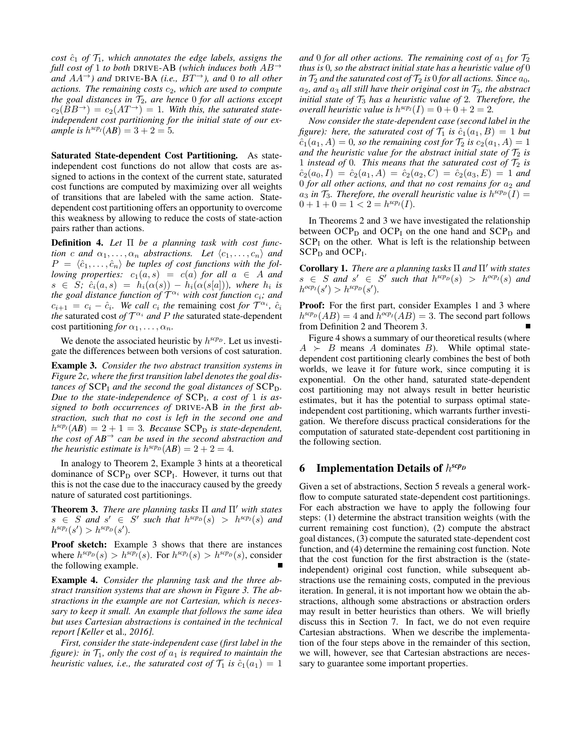*cost $\hat{c}_1$ of $\mathcal{T}_1$, which annotates the edge labels, assigns the full cost of 1 to both* DRIVE-AB *(which induces both $AB^{\rightarrow}$ and $AA^{\rightarrow}$) and* DRIVE-BA *(i.e., $BT^{\rightarrow}$), and 0 to all other actions. The remaining costs $c_2$, which are used to compute the goal distances in $\mathcal{T}_2$, are hence 0 for all actions except $c_2(BB^{\rightarrow}) = c_2(AT^{\rightarrow}) = 1$. With this, the saturated state-independent cost partitioning for the initial state of our example is $h^{scp_I}(AB) = 3 + 2 = 5$.*

**Saturated State-dependent Cost Partitioning.** As state-independent cost functions do not allow that costs are assigned to actions in the context of the current state, saturated cost functions are computed by maximizing over all weights of transitions that are labeled with the same action. State-dependent cost partitioning offers an opportunity to overcome this weakness by allowing to reduce the costs of state-action pairs rather than actions.

**Definition 4.** *Let $\Pi$ be a planning task with cost function $c$ and $\alpha_1, \ldots, \alpha_n$ abstractions. Let $\langle c_1, \ldots, c_n \rangle$ and $P = \langle \hat{c}_1, \ldots, \hat{c}_n \rangle$ be tuples of cost functions with the following properties: $c_1(a, s) = c(a)$ for all $a \in A$ and $s \in S$; $\hat{c}_i(a, s) = h_i(\alpha(s)) - h_i(\alpha(s[a]))$, where $h_i$ is the goal distance function of $\mathcal{T}^{\alpha_i}$ with cost function $c_i$; and $c_{i+1} = c_i - \hat{c}_i$. We call $c_i$ the* remaining cost *for $\mathcal{T}^{\alpha_i}$, $\hat{c}_i$ the* saturated cost *of $\mathcal{T}^{\alpha_i}$ and $P$ the* saturated state-dependent cost partitioning *for $\alpha_1, \ldots, \alpha_n$.*

We denote the associated heuristic by $h^{scp_D}$. Let us investigate the differences between both versions of cost saturation.

**Example 3.** *Consider the two abstract transition systems in Figure 2c, where the first transition label denotes the goal distances of $\text{SCP}_\text{I}$ and the second the goal distances of $\text{SCP}_\text{D}$. Due to the state-independence of $\text{SCP}_\text{I}$, a cost of 1 is assigned to both occurrences of* DRIVE-AB *in the first abstraction, such that no cost is left in the second one and $h^{scp_I}(AB) = 2 + 1 = 3$. Because $\text{SCP}_\text{D}$ is state-dependent, the cost of $AB^{\rightarrow}$ can be used in the second abstraction and the heuristic estimate is $h^{scp_D}(AB) = 2 + 2 = 4$.*

In analogy to Theorem 2, Example 3 hints at a theoretical dominance of $\text{SCP}_\text{D}$ over $\text{SCP}_\text{I}$. However, it turns out that this is not the case due to the inaccuracy caused by the greedy nature of saturated cost partitionings.

**Theorem 3.** *There are planning tasks $\Pi$ and $\Pi'$ with states $s \in S$ and $s' \in S'$ such that $h^{scp_D}(s) > h^{scp_I}(s)$ and $h^{scp_I}(s') > h^{scp_D}(s')$.*

**Proof sketch:** Example 3 shows that there are instances where $h^{scp_D}(s) > h^{scp_I}(s)$. For $h^{scp_I}(s) > h^{scp_D}(s)$, consider the following example. ∎

**Example 4.** *Consider the planning task and the three abstract transition systems that are shown in Figure 3. The abstractions in the example are not Cartesian, which is necessary to keep it small. An example that follows the same idea but uses Cartesian abstractions is contained in the technical report [Keller et al., 2016].*

*First, consider the state-independent case (first label in the figure): in $\mathcal{T}_1$, only the cost of $a_1$ is required to maintain the heuristic values, i.e., the saturated cost of $\mathcal{T}_1$ is $\hat{c}_1(a_1) = 1$ and 0 for all other actions. The remaining cost of $a_1$ for $\mathcal{T}_2$ thus is 0, so the abstract initial state has a heuristic value of 0 in $\mathcal{T}_2$ and the saturated cost of $\mathcal{T}_2$ is 0 for all actions. Since $a_0$, $a_2$, and $a_3$ all still have their original cost in $\mathcal{T}_3$, the abstract initial state of $\mathcal{T}_3$ has a heuristic value of 2. Therefore, the overall heuristic value is $h^{scp_I}(I) = 0 + 0 + 2 = 2$.*

*Now consider the state-dependent case (second label in the figure): here, the saturated cost of $\mathcal{T}_1$ is $\hat{c}_1(a_1, B) = 1$ but $\hat{c}_1(a_1, A) = 0$, so the remaining cost for $\mathcal{T}_2$ is $c_2(a_1, A) = 1$ and the heuristic value for the abstract initial state of $\mathcal{T}_2$ is 1 instead of 0. This means that the saturated cost of $\mathcal{T}_2$ is $\hat{c}_2(a_0, I) = \hat{c}_2(a_1, A) = \hat{c}_2(a_2, C) = \hat{c}_2(a_3, E) = 1$ and 0 for all other actions, and that no cost remains for $a_2$ and $a_3$ in $\mathcal{T}_3$. Therefore, the overall heuristic value is $h^{scp_D}(I) = 0 + 1 + 0 = 1 < 2 = h^{scp_I}(I)$.*

In Theorems 2 and 3 we have investigated the relationship between $\text{OCP}_\text{D}$ and $\text{OCP}_\text{I}$ on the one hand and $\text{SCP}_\text{D}$ and $\text{SCP}_\text{I}$ on the other. What is left is the relationship between $\text{SCP}_\text{D}$ and $\text{OCP}_\text{I}$.

**Corollary 1.** *There are a planning tasks $\Pi$ and $\Pi'$ with states $s \in S$ and $s' \in S'$ such that $h^{scp_D}(s) > h^{ocp_I}(s)$ and $h^{ocp_I}(s') > h^{scp_D}(s')$.*

**Proof:** For the first part, consider Examples 1 and 3 where $h^{scp_D}(AB) = 4$ and $h^{ocp_I}(AB) = 3$. The second part follows from Definition 2 and Theorem 3. ∎

Figure 4 shows a summary of our theoretical results (where $A \succ B$ means $A$ dominates $B$). While optimal state-dependent cost partitioning clearly combines the best of both worlds, we leave it for future work, since computing it is exponential. On the other hand, saturated state-dependent cost partitioning may not always result in better heuristic estimates, but it has the potential to surpass optimal state-independent cost partitioning, which warrants further investigation. We therefore discuss practical considerations for the computation of saturated state-dependent cost partitioning in the following section.

## 6 Implementation Details of $h^{scp_D}$

Given a set of abstractions, Section 5 reveals a general workflow to compute saturated state-dependent cost partitionings. For each abstraction we have to apply the following four steps: (1) determine the abstract transition weights (with the current remaining cost function), (2) compute the abstract goal distances, (3) compute the saturated state-dependent cost function, and (4) determine the remaining cost function. Note that the cost function for the first abstraction is the (state-independent) original cost function, while subsequent abstractions use the remaining costs, computed in the previous iteration. In general, it is not important how we obtain the abstractions, although some abstractions or abstraction orders may result in better heuristics than others. We will briefly discuss this in Section 7. In fact, we do not even require Cartesian abstractions. When we describe the implementation of the four steps above in the remainder of this section, we will, however, see that Cartesian abstractions are necessary to guarantee some important properties.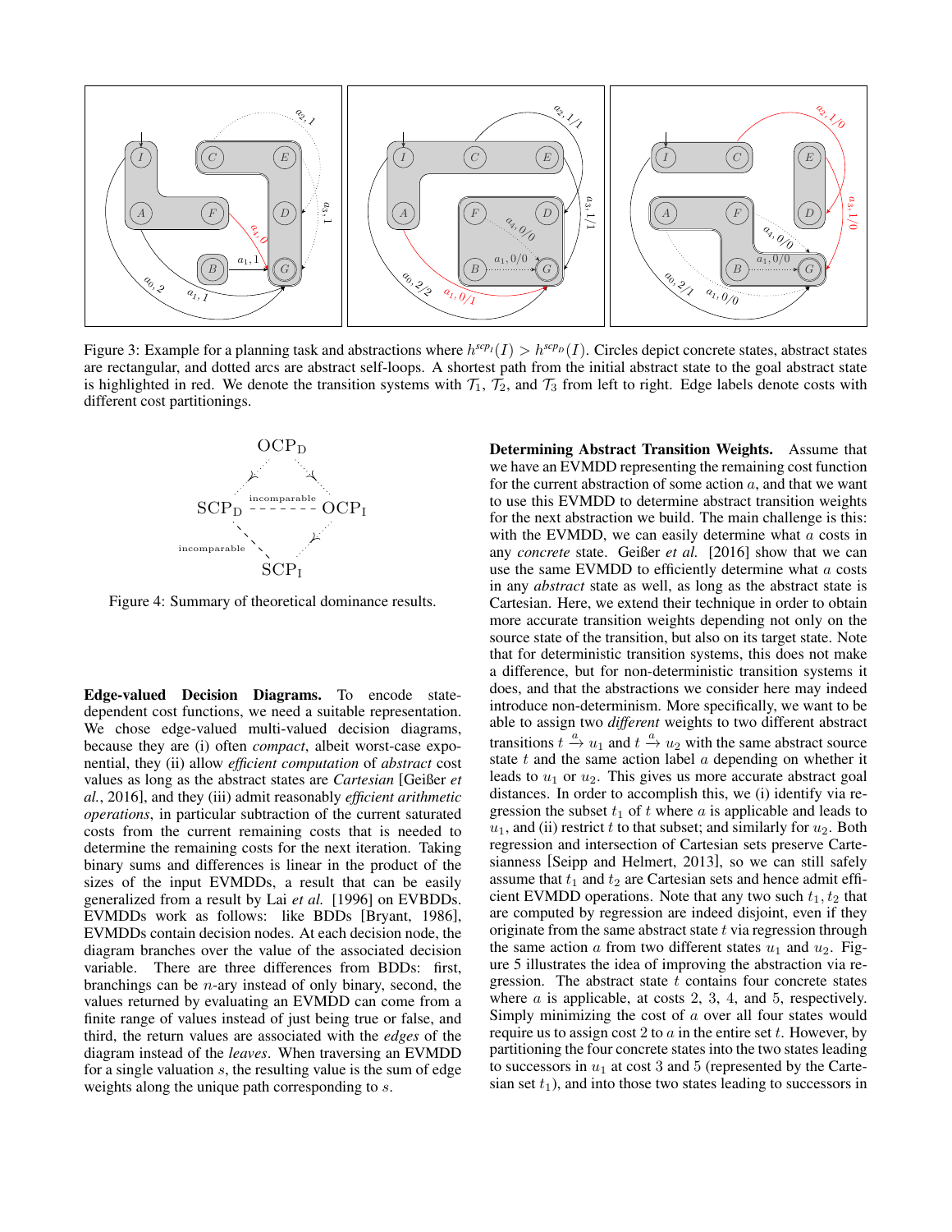I
C
E
A
F
D
B
G
$a_2, 1$
$a_3, 1$
$a_4, 0$
$a_1, 1$
$a_0, 2$
$a_1, 1$

I
C
E
A
F
D
B
G
$a_2, 1/1$
$a_3, 1/1$
$a_4, 0/0$
$a_1, 0/0$
$a_0, 2/2$
$a_1, 0/1$

I
C
E
A
F
D
B
G
$a_2, 1/0$
$a_3, 1/0$
$a_4, 0/0$
$a_1, 0/0$
$a_0, 2/1$
$a_1, 0/0$

Figure 3: Example for a planning task and abstractions where $h^{scp_I}(I) > h^{scp_D}(I)$. Circles depict concrete states, abstract states are rectangular, and dotted arcs are abstract self-loops. A shortest path from the initial abstract state to the goal abstract state is highlighted in red. We denote the transition systems with $\mathcal{T}_1$, $\mathcal{T}_2$, and $\mathcal{T}_3$ from left to right. Edge labels denote costs with different cost partitionings.

$\text{OCP}_\text{D}$
$\text{SCP}_\text{D}$
incomparable
$\text{OCP}_\text{I}$
incomparable
$\text{SCP}_\text{I}$

Figure 4: Summary of theoretical dominance results.

**Edge-valued Decision Diagrams.** To encode state-dependent cost functions, we need a suitable representation. We chose edge-valued multi-valued decision diagrams, because they are (i) often *compact*, albeit worst-case exponential, they (ii) allow *efficient computation* of *abstract* cost values as long as the abstract states are *Cartesian* [Geißer *et al.*, 2016], and they (iii) admit reasonably *efficient arithmetic operations*, in particular subtraction of the current saturated costs from the current remaining costs that is needed to determine the remaining costs for the next iteration. Taking binary sums and differences is linear in the product of the sizes of the input EVMDDs, a result that can be easily generalized from a result by Lai *et al.* [1996] on EVBDDs. EVMDDs work as follows: like BDDs [Bryant, 1986], EVMDDs contain decision nodes. At each decision node, the diagram branches over the value of the associated decision variable. There are three differences from BDDs: first, branchings can be $n$-ary instead of only binary, second, the values returned by evaluating an EVMDD can come from a finite range of values instead of just being true or false, and third, the return values are associated with the *edges* of the diagram instead of the *leaves*. When traversing an EVMDD for a single valuation $s$, the resulting value is the sum of edge weights along the unique path corresponding to $s$.

**Determining Abstract Transition Weights.** Assume that we have an EVMDD representing the remaining cost function for the current abstraction of some action $a$, and that we want to use this EVMDD to determine abstract transition weights for the next abstraction we build. The main challenge is this: with the EVMDD, we can easily determine what $a$ costs in any *concrete* state. Geißer *et al.* [2016] show that we can use the same EVMDD to efficiently determine what $a$ costs in any *abstract* state as well, as long as the abstract state is Cartesian. Here, we extend their technique in order to obtain more accurate transition weights depending not only on the source state of the transition, but also on its target state. Note that for deterministic transition systems, this does not make a difference, but for non-deterministic transition systems it does, and that the abstractions we consider here may indeed introduce non-determinism. More specifically, we want to be able to assign two *different* weights to two different abstract transitions $t \xrightarrow{a} u_1$ and $t \xrightarrow{a} u_2$ with the same abstract source state $t$ and the same action label $a$ depending on whether it leads to $u_1$ or $u_2$. This gives us more accurate abstract goal distances. In order to accomplish this, we (i) identify via regression the subset $t_1$ of $t$ where $a$ is applicable and leads to $u_1$, and (ii) restrict $t$ to that subset; and similarly for $u_2$. Both regression and intersection of Cartesian sets preserve Cartesianness [Seipp and Helmert, 2013], so we can still safely assume that $t_1$ and $t_2$ are Cartesian sets and hence admit efficient EVMDD operations. Note that any two such $t_1, t_2$ that are computed by regression are indeed disjoint, even if they originate from the same abstract state $t$ via regression through the same action $a$ from two different states $u_1$ and $u_2$. Figure 5 illustrates the idea of improving the abstraction via regression. The abstract state $t$ contains four concrete states where $a$ is applicable, at costs 2, 3, 4, and 5, respectively. Simply minimizing the cost of $a$ over all four states would require us to assign cost 2 to $a$ in the entire set $t$. However, by partitioning the four concrete states into the two states leading to successors in $u_1$ at cost 3 and 5 (represented by the Cartesian set $t_1$), and into those two states leading to successors in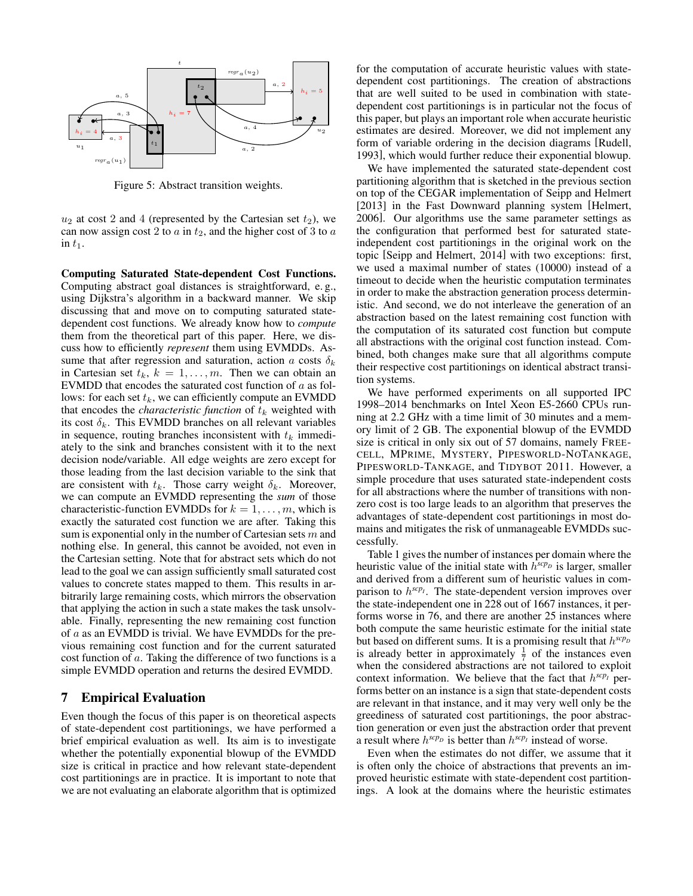Figure 5: Abstract transition weights.

$u_2$ at cost 2 and 4 (represented by the Cartesian set $t_2$), we can now assign cost 2 to $a$ in $t_2$, and the higher cost of 3 to $a$ in $t_1$.

**Computing Saturated State-dependent Cost Functions.** Computing abstract goal distances is straightforward, e. g., using Dijkstra's algorithm in a backward manner. We skip discussing that and move on to computing saturated state-dependent cost functions. We already know how to *compute* them from the theoretical part of this paper. Here, we discuss how to efficiently *represent* them using EVMDDs. Assume that after regression and saturation, action $a$ costs $\delta_k$ in Cartesian set $t_k$, $k = 1, \ldots, m$. Then we can obtain an EVMDD that encodes the saturated cost function of $a$ as follows: for each set $t_k$, we can efficiently compute an EVMDD that encodes the *characteristic function* of $t_k$ weighted with its cost $\delta_k$. This EVMDD branches on all relevant variables in sequence, routing branches inconsistent with $t_k$ immediately to the sink and branches consistent with it to the next decision node/variable. All edge weights are zero except for those leading from the last decision variable to the sink that are consistent with $t_k$. Those carry weight $\delta_k$. Moreover, we can compute an EVMDD representing the *sum* of those characteristic-function EVMDDs for $k = 1, \ldots, m$, which is exactly the saturated cost function we are after. Taking this sum is exponential only in the number of Cartesian sets $m$ and nothing else. In general, this cannot be avoided, not even in the Cartesian setting. Note that for abstract sets which do not lead to the goal we can assign sufficiently small saturated cost values to concrete states mapped to them. This results in arbitrarily large remaining costs, which mirrors the observation that applying the action in such a state makes the task unsolvable. Finally, representing the new remaining cost function of $a$ as an EVMDD is trivial. We have EVMDDs for the previous remaining cost function and for the current saturated cost function of $a$. Taking the difference of two functions is a simple EVMDD operation and returns the desired EVMDD.

## 7 Empirical Evaluation

Even though the focus of this paper is on theoretical aspects of state-dependent cost partitionings, we have performed a brief empirical evaluation as well. Its aim is to investigate whether the potentially exponential blowup of the EVMDD size is critical in practice and how relevant state-dependent cost partitionings are in practice. It is important to note that we are not evaluating an elaborate algorithm that is optimized for the computation of accurate heuristic values with state-dependent cost partitionings. The creation of abstractions that are well suited to be used in combination with state-dependent cost partitionings is in particular not the focus of this paper, but plays an important role when accurate heuristic estimates are desired. Moreover, we did not implement any form of variable ordering in the decision diagrams [Rudell, 1993], which would further reduce their exponential blowup.

We have implemented the saturated state-dependent cost partitioning algorithm that is sketched in the previous section on top of the CEGAR implementation of Seipp and Helmert [2013] in the Fast Downward planning system [Helmert, 2006]. Our algorithms use the same parameter settings as the configuration that performed best for saturated state-independent cost partitionings in the original work on the topic [Seipp and Helmert, 2014] with two exceptions: first, we used a maximal number of states (10000) instead of a timeout to decide when the heuristic computation terminates in order to make the abstraction generation process deterministic. And second, we do not interleave the generation of an abstraction based on the latest remaining cost function with the computation of its saturated cost function but compute all abstractions with the original cost function instead. Combined, both changes make sure that all algorithms compute their respective cost partitionings on identical abstract transition systems.

We have performed experiments on all supported IPC 1998–2014 benchmarks on Intel Xeon E5-2660 CPUs running at 2.2 GHz with a time limit of 30 minutes and a memory limit of 2 GB. The exponential blowup of the EVMDD size is critical in only six out of 57 domains, namely FREECELL, MPRIME, MYSTERY, PIPESWORLD-NOTANKAGE, PIPESWORLD-TANKAGE, and TIDYBOT 2011. However, a simple procedure that uses saturated state-independent costs for all abstractions where the number of transitions with nonzero cost is too large leads to an algorithm that preserves the advantages of state-dependent cost partitionings in most domains and mitigates the risk of unmanageable EVMDDs successfully.

Table 1 gives the number of instances per domain where the heuristic value of the initial state with $h^{scp_D}$ is larger, smaller and derived from a different sum of heuristic values in comparison to $h^{scp_I}$. The state-dependent version improves over the state-independent one in 228 out of 1667 instances, it performs worse in 76, and there are another 25 instances where both compute the same heuristic estimate for the initial state but based on different sums. It is a promising result that $h^{scp_D}$ is already better in approximately $\frac{1}{7}$ of the instances even when the considered abstractions are not tailored to exploit context information. We believe that the fact that $h^{scp_I}$ performs better on an instance is a sign that state-dependent costs are relevant in that instance, and it may very well only be the greediness of saturated cost partitionings, the poor abstraction generation or even just the abstraction order that prevent a result where $h^{scp_D}$ is better than $h^{scp_I}$ instead of worse.

Even when the estimates do not differ, we assume that it is often only the choice of abstractions that prevents an improved heuristic estimate with state-dependent cost partitionings. A look at the domains where the heuristic estimates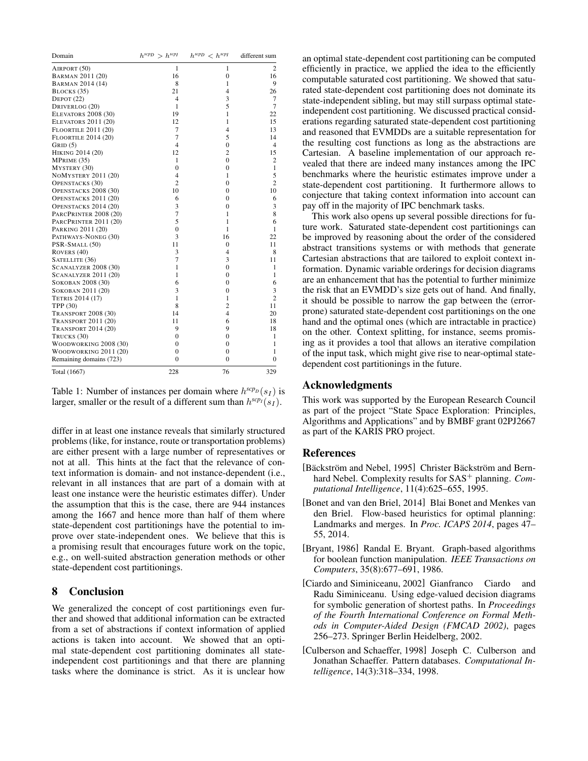| Domain | $h^{scp_D} > h^{scp_I}$ | $h^{scp_D} < h^{scp_I}$ | different sum |
|---|---|---|---|
| AIRPORT (50) | 1 | 1 | 2 |
| BARMAN 2011 (20) | 16 | 0 | 16 |
| BARMAN 2014 (14) | 8 | 1 | 9 |
| BLOCKS (35) | 21 | 4 | 26 |
| DEPOT (22) | 4 | 3 | 7 |
| DRIVERLOG (20) | 1 | 5 | 7 |
| ELEVATORS 2008 (30) | 19 | 1 | 22 |
| ELEVATORS 2011 (20) | 12 | 1 | 15 |
| FLOORTILE 2011 (20) | 7 | 4 | 13 |
| FLOORTILE 2014 (20) | 7 | 5 | 14 |
| GRID (5) | 4 | 0 | 4 |
| HIKING 2014 (20) | 12 | 2 | 15 |
| MPRIME (35) | 1 | 0 | 2 |
| MYSTERY (30) | 0 | 0 | 1 |
| NOMYSTERY 2011 (20) | 4 | 1 | 5 |
| OPENSTACKS (30) | 2 | 0 | 2 |
| OPENSTACKS 2008 (30) | 10 | 0 | 10 |
| OPENSTACKS 2011 (20) | 6 | 0 | 6 |
| OPENSTACKS 2014 (20) | 3 | 0 | 3 |
| PARCPRINTER 2008 (20) | 7 | 1 | 8 |
| PARCPRINTER 2011 (20) | 5 | 1 | 6 |
| PARKING 2011 (20) | 0 | 1 | 1 |
| PATHWAYS-NONEG (30) | 3 | 16 | 22 |
| PSR-SMALL (50) | 11 | 0 | 11 |
| ROVERS (40) | 3 | 4 | 8 |
| SATELLITE (36) | 7 | 3 | 11 |
| SCANALYZER 2008 (30) | 1 | 0 | 1 |
| SCANALYZER 2011 (20) | 1 | 0 | 1 |
| SOKOBAN 2008 (30) | 6 | 0 | 6 |
| SOKOBAN 2011 (20) | 3 | 0 | 3 |
| TETRIS 2014 (17) | 1 | 1 | 2 |
| TPP (30) | 8 | 2 | 11 |
| TRANSPORT 2008 (30) | 14 | 4 | 20 |
| TRANSPORT 2011 (20) | 11 | 6 | 18 |
| TRANSPORT 2014 (20) | 9 | 9 | 18 |
| TRUCKS (30) | 0 | 0 | 1 |
| WOODWORKING 2008 (30) | 0 | 0 | 1 |
| WOODWORKING 2011 (20) | 0 | 0 | 1 |
| Remaining domains (723) | 0 | 0 | 0 |
| Total (1667) | 228 | 76 | 329 |

Table 1: Number of instances per domain where $h^{scp_D}(s_I)$ is larger, smaller or the result of a different sum than $h^{scp_I}(s_I)$.

differ in at least one instance reveals that similarly structured problems (like, for instance, route or transportation problems) are either present with a large number of representatives or not at all. This hints at the fact that the relevance of context information is domain- and not instance-dependent (i.e., relevant in all instances that are part of a domain with at least one instance were the heuristic estimates differ). Under the assumption that this is the case, there are 944 instances among the 1667 and hence more than half of them where state-dependent cost partitionings have the potential to improve over state-independent ones. We believe that this is a promising result that encourages future work on the topic, e.g., on well-suited abstraction generation methods or other state-dependent cost partitionings.

## 8 Conclusion

We generalized the concept of cost partitionings even further and showed that additional information can be extracted from a set of abstractions if context information of applied actions is taken into account. We showed that an optimal state-dependent cost partitioning dominates all state-independent cost partitionings and that there are planning tasks where the dominance is strict. As it is unclear how an optimal state-dependent cost partitioning can be computed efficiently in practice, we applied the idea to the efficiently computable saturated cost partitioning. We showed that saturated state-dependent cost partitioning does not dominate its state-independent sibling, but may still surpass optimal state-independent cost partitioning. We discussed practical considerations regarding saturated state-dependent cost partitioning and reasoned that EVMDDs are a suitable representation for the resulting cost functions as long as the abstractions are Cartesian. A baseline implementation of our approach revealed that there are indeed many instances among the IPC benchmarks where the heuristic estimates improve under a state-dependent cost partitioning. It furthermore allows to conjecture that taking context information into account can pay off in the majority of IPC benchmark tasks.

This work also opens up several possible directions for future work. Saturated state-dependent cost partitionings can be improved by reasoning about the order of the considered abstract transitions systems or with methods that generate Cartesian abstractions that are tailored to exploit context information. Dynamic variable orderings for decision diagrams are an enhancement that has the potential to further minimize the risk that an EVMDD's size gets out of hand. And finally, it should be possible to narrow the gap between the (error-prone) saturated state-dependent cost partitionings on the one hand and the optimal ones (which are intractable in practice) on the other. Context splitting, for instance, seems promising as it provides a tool that allows an iterative compilation of the input task, which might give rise to near-optimal state-dependent cost partitionings in the future.

## Acknowledgments

This work was supported by the European Research Council as part of the project "State Space Exploration: Principles, Algorithms and Applications" and by BMBF grant 02PJ2667 as part of the KARIS PRO project.

## References

[Bäckström and Nebel, 1995] Christer Bäckström and Bernhard Nebel. Complexity results for SAS$^+$ planning. *Computational Intelligence*, 11(4):625–655, 1995.

[Bonet and van den Briel, 2014] Blai Bonet and Menkes van den Briel. Flow-based heuristics for optimal planning: Landmarks and merges. In *Proc. ICAPS 2014*, pages 47–55, 2014.

[Bryant, 1986] Randal E. Bryant. Graph-based algorithms for boolean function manipulation. *IEEE Transactions on Computers*, 35(8):677–691, 1986.

[Ciardo and Siminiceanu, 2002] Gianfranco Ciardo and Radu Siminiceanu. Using edge-valued decision diagrams for symbolic generation of shortest paths. In *Proceedings of the Fourth International Conference on Formal Methods in Computer-Aided Design (FMCAD 2002)*, pages 256–273. Springer Berlin Heidelberg, 2002.

[Culberson and Schaeffer, 1998] Joseph C. Culberson and Jonathan Schaeffer. Pattern databases. *Computational Intelligence*, 14(3):318–334, 1998.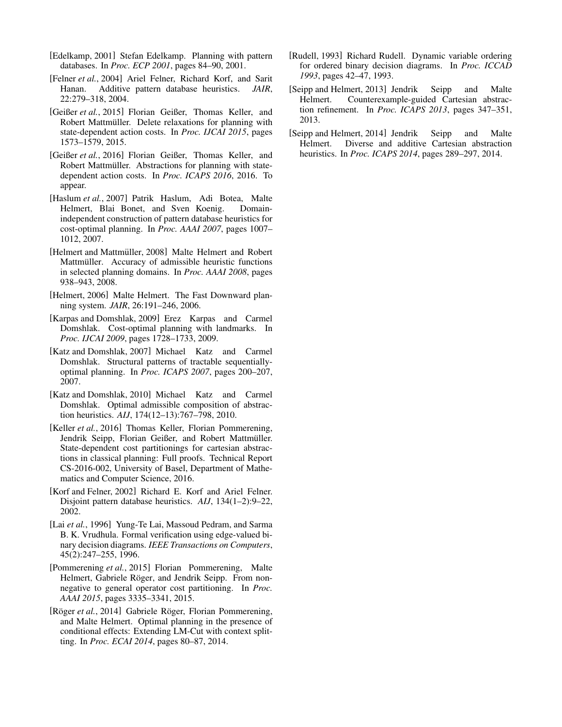[Edelkamp, 2001] Stefan Edelkamp. Planning with pattern databases. In *Proc. ECP 2001*, pages 84–90, 2001.

[Felner *et al.*, 2004] Ariel Felner, Richard Korf, and Sarit Hanan. Additive pattern database heuristics. *JAIR*, 22:279–318, 2004.

[Geißer *et al.*, 2015] Florian Geißer, Thomas Keller, and Robert Mattmüller. Delete relaxations for planning with state-dependent action costs. In *Proc. IJCAI 2015*, pages 1573–1579, 2015.

[Geißer *et al.*, 2016] Florian Geißer, Thomas Keller, and Robert Mattmüller. Abstractions for planning with state-dependent action costs. In *Proc. ICAPS 2016*, 2016. To appear.

[Haslum *et al.*, 2007] Patrik Haslum, Adi Botea, Malte Helmert, Blai Bonet, and Sven Koenig. Domain-independent construction of pattern database heuristics for cost-optimal planning. In *Proc. AAAI 2007*, pages 1007–1012, 2007.

[Helmert and Mattmüller, 2008] Malte Helmert and Robert Mattmüller. Accuracy of admissible heuristic functions in selected planning domains. In *Proc. AAAI 2008*, pages 938–943, 2008.

[Helmert, 2006] Malte Helmert. The Fast Downward planning system. *JAIR*, 26:191–246, 2006.

[Karpas and Domshlak, 2009] Erez Karpas and Carmel Domshlak. Cost-optimal planning with landmarks. In *Proc. IJCAI 2009*, pages 1728–1733, 2009.

[Katz and Domshlak, 2007] Michael Katz and Carmel Domshlak. Structural patterns of tractable sequentially-optimal planning. In *Proc. ICAPS 2007*, pages 200–207, 2007.

[Katz and Domshlak, 2010] Michael Katz and Carmel Domshlak. Optimal admissible composition of abstraction heuristics. *AIJ*, 174(12–13):767–798, 2010.

[Keller *et al.*, 2016] Thomas Keller, Florian Pommerening, Jendrik Seipp, Florian Geißer, and Robert Mattmüller. State-dependent cost partitionings for cartesian abstractions in classical planning: Full proofs. Technical Report CS-2016-002, University of Basel, Department of Mathematics and Computer Science, 2016.

[Korf and Felner, 2002] Richard E. Korf and Ariel Felner. Disjoint pattern database heuristics. *AIJ*, 134(1–2):9–22, 2002.

[Lai *et al.*, 1996] Yung-Te Lai, Massoud Pedram, and Sarma B. K. Vrudhula. Formal verification using edge-valued binary decision diagrams. *IEEE Transactions on Computers*, 45(2):247–255, 1996.

[Pommerening *et al.*, 2015] Florian Pommerening, Malte Helmert, Gabriele Röger, and Jendrik Seipp. From non-negative to general operator cost partitioning. In *Proc. AAAI 2015*, pages 3335–3341, 2015.

[Röger *et al.*, 2014] Gabriele Röger, Florian Pommerening, and Malte Helmert. Optimal planning in the presence of conditional effects: Extending LM-Cut with context splitting. In *Proc. ECAI 2014*, pages 80–87, 2014.

[Rudell, 1993] Richard Rudell. Dynamic variable ordering for ordered binary decision diagrams. In *Proc. ICCAD 1993*, pages 42–47, 1993.

[Seipp and Helmert, 2013] Jendrik Seipp and Malte Helmert. Counterexample-guided Cartesian abstraction refinement. In *Proc. ICAPS 2013*, pages 347–351, 2013.

[Seipp and Helmert, 2014] Jendrik Seipp and Malte Helmert. Diverse and additive Cartesian abstraction heuristics. In *Proc. ICAPS 2014*, pages 289–297, 2014.